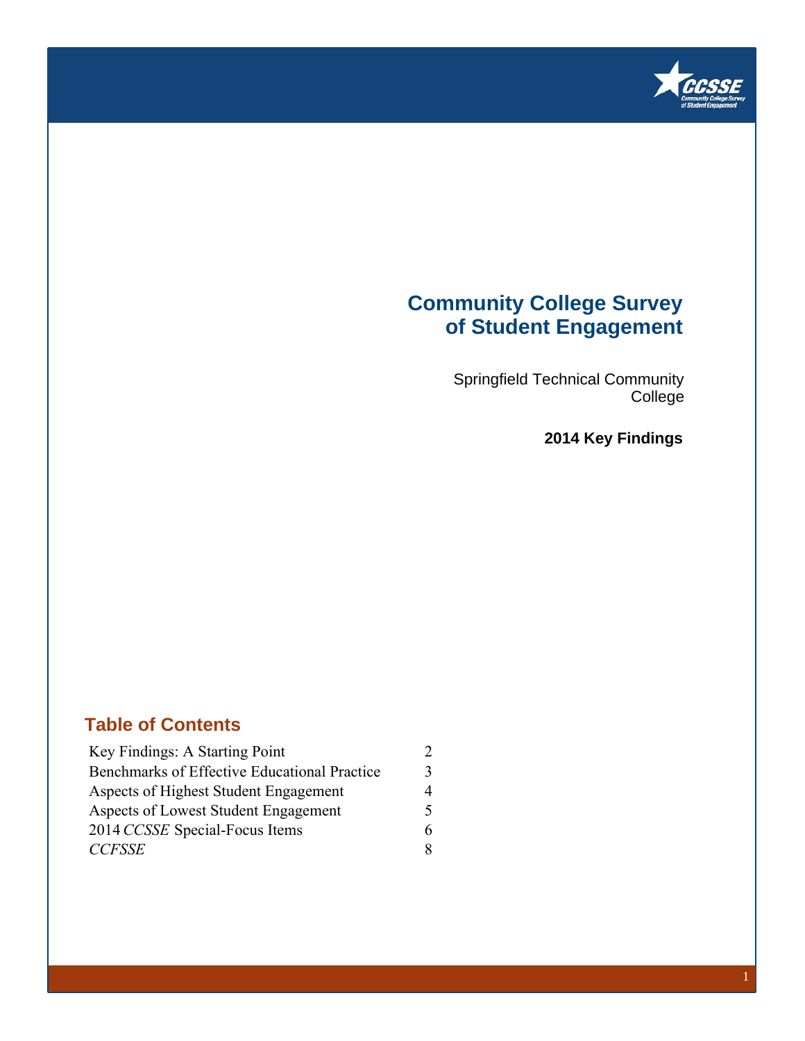# Community College Survey of Student Engagement

Springfield Technical Community College

**2014 Key Findings**

## Table of Contents

| | |
|---|---|
| Key Findings: A Starting Point | 2 |
| Benchmarks of Effective Educational Practice | 3 |
| Aspects of Highest Student Engagement | 4 |
| Aspects of Lowest Student Engagement | 5 |
| 2014 *CCSSE* Special-Focus Items | 6 |
| *CCFSSE* | 8 |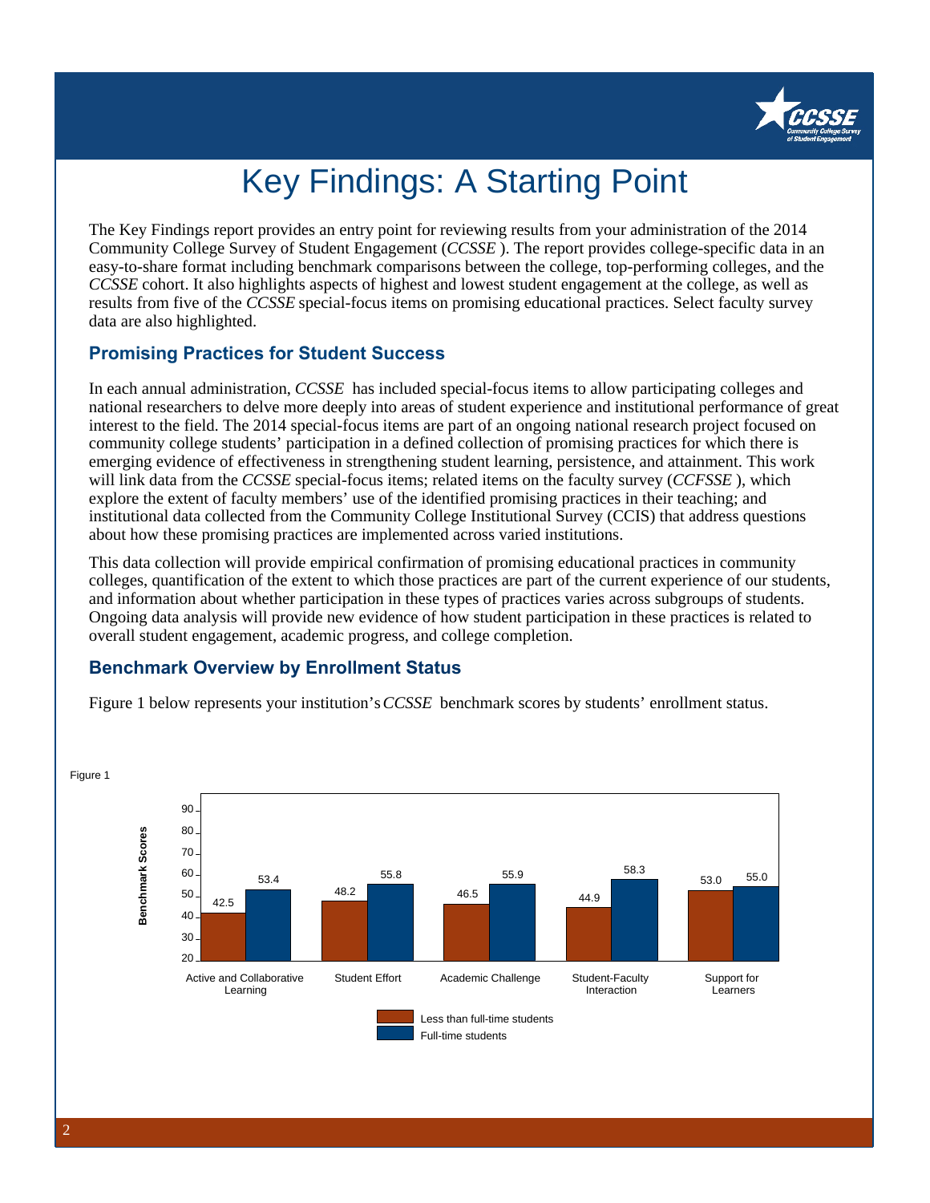# Key Findings: A Starting Point

The Key Findings report provides an entry point for reviewing results from your administration of the 2014 Community College Survey of Student Engagement (*CCSSE* ). The report provides college-specific data in an easy-to-share format including benchmark comparisons between the college, top-performing colleges, and the *CCSSE* cohort. It also highlights aspects of highest and lowest student engagement at the college, as well as results from five of the *CCSSE* special-focus items on promising educational practices. Select faculty survey data are also highlighted.

## Promising Practices for Student Success

In each annual administration, *CCSSE* has included special-focus items to allow participating colleges and national researchers to delve more deeply into areas of student experience and institutional performance of great interest to the field. The 2014 special-focus items are part of an ongoing national research project focused on community college students' participation in a defined collection of promising practices for which there is emerging evidence of effectiveness in strengthening student learning, persistence, and attainment. This work will link data from the *CCSSE* special-focus items; related items on the faculty survey (*CCFSSE* ), which explore the extent of faculty members' use of the identified promising practices in their teaching; and institutional data collected from the Community College Institutional Survey (CCIS) that address questions about how these promising practices are implemented across varied institutions.

This data collection will provide empirical confirmation of promising educational practices in community colleges, quantification of the extent to which those practices are part of the current experience of our students, and information about whether participation in these types of practices varies across subgroups of students. Ongoing data analysis will provide new evidence of how student participation in these practices is related to overall student engagement, academic progress, and college completion.

## Benchmark Overview by Enrollment Status

Figure 1 below represents your institution's *CCSSE* benchmark scores by students' enrollment status.

Figure 1

| Benchmark | Less than full-time students | Full-time students |
|---|---|---|
| Active and Collaborative Learning | 42.5 | 53.4 |
| Student Effort | 48.2 | 55.8 |
| Academic Challenge | 46.5 | 55.9 |
| Student-Faculty Interaction | 44.9 | 58.3 |
| Support for Learners | 53.0 | 55.0 |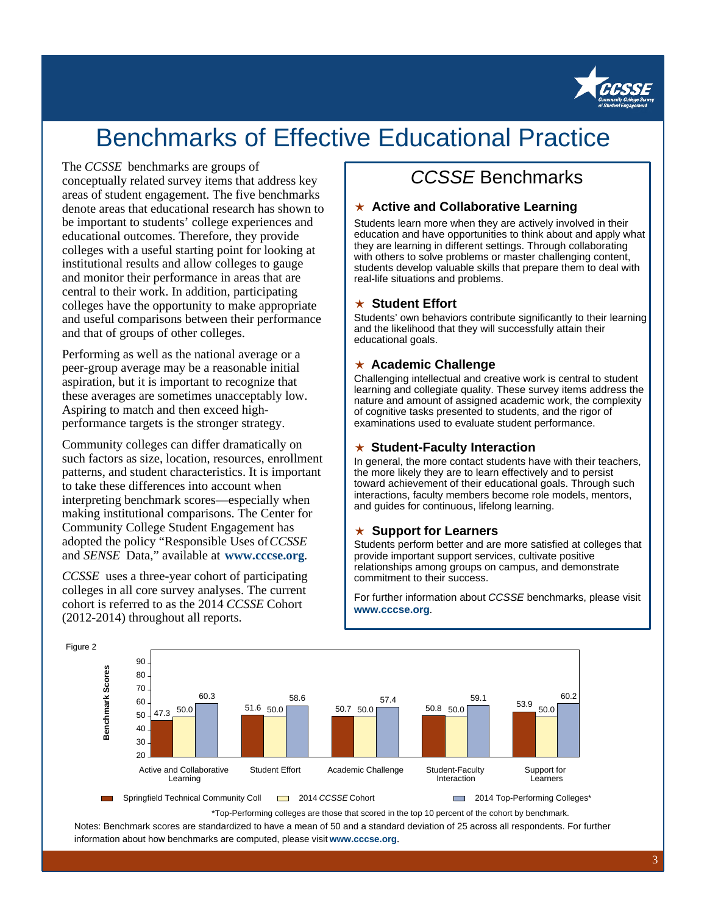# Benchmarks of Effective Educational Practice

The *CCSSE* benchmarks are groups of conceptually related survey items that address key areas of student engagement. The five benchmarks denote areas that educational research has shown to be important to students' college experiences and educational outcomes. Therefore, they provide colleges with a useful starting point for looking at institutional results and allow colleges to gauge and monitor their performance in areas that are central to their work. In addition, participating colleges have the opportunity to make appropriate and useful comparisons between their performance and that of groups of other colleges.

Performing as well as the national average or a peer-group average may be a reasonable initial aspiration, but it is important to recognize that these averages are sometimes unacceptably low. Aspiring to match and then exceed high-performance targets is the stronger strategy.

Community colleges can differ dramatically on such factors as size, location, resources, enrollment patterns, and student characteristics. It is important to take these differences into account when interpreting benchmark scores—especially when making institutional comparisons. The Center for Community College Student Engagement has adopted the policy "Responsible Uses of *CCSSE* and *SENSE* Data," available at **www.cccse.org**.

*CCSSE* uses a three-year cohort of participating colleges in all core survey analyses. The current cohort is referred to as the 2014 *CCSSE* Cohort (2012-2014) throughout all reports.

## *CCSSE* Benchmarks

### ★ Active and Collaborative Learning

Students learn more when they are actively involved in their education and have opportunities to think about and apply what they are learning in different settings. Through collaborating with others to solve problems or master challenging content, students develop valuable skills that prepare them to deal with real-life situations and problems.

### ★ Student Effort

Students' own behaviors contribute significantly to their learning and the likelihood that they will successfully attain their educational goals.

### ★ Academic Challenge

Challenging intellectual and creative work is central to student learning and collegiate quality. These survey items address the nature and amount of assigned academic work, the complexity of cognitive tasks presented to students, and the rigor of examinations used to evaluate student performance.

### ★ Student-Faculty Interaction

In general, the more contact students have with their teachers, the more likely they are to learn effectively and to persist toward achievement of their educational goals. Through such interactions, faculty members become role models, mentors, and guides for continuous, lifelong learning.

### ★ Support for Learners

Students perform better and are more satisfied at colleges that provide important support services, cultivate positive relationships among groups on campus, and demonstrate commitment to their success.

For further information about *CCSSE* benchmarks, please visit **www.cccse.org**.

Figure 2

| Benchmark Scores | Springfield Technical Community Coll | 2014 *CCSSE* Cohort | 2014 Top-Performing Colleges* |
|---|---|---|---|
| Active and Collaborative Learning | 47.3 | 50.0 | 60.3 |
| Student Effort | 51.6 | 50.0 | 58.6 |
| Academic Challenge | 50.7 | 50.0 | 57.4 |
| Student-Faculty Interaction | 50.8 | 50.0 | 59.1 |
| Support for Learners | 53.9 | 50.0 | 60.2 |

*Top-Performing colleges are those that scored in the top 10 percent of the cohort by benchmark.

Notes: Benchmark scores are standardized to have a mean of 50 and a standard deviation of 25 across all respondents. For further information about how benchmarks are computed, please visit **www.cccse.org**.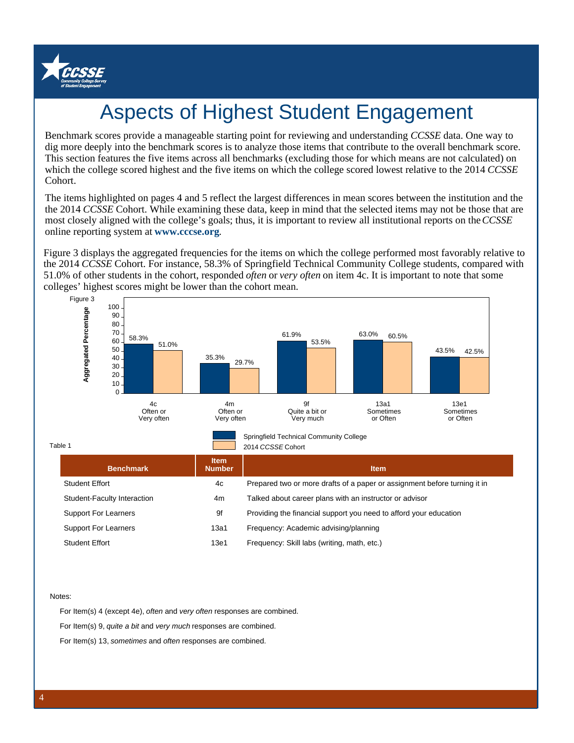# Aspects of Highest Student Engagement

Benchmark scores provide a manageable starting point for reviewing and understanding *CCSSE* data. One way to dig more deeply into the benchmark scores is to analyze those items that contribute to the overall benchmark score. This section features the five items across all benchmarks (excluding those for which means are not calculated) on which the college scored highest and the five items on which the college scored lowest relative to the 2014 *CCSSE* Cohort.

The items highlighted on pages 4 and 5 reflect the largest differences in mean scores between the institution and the the 2014 *CCSSE* Cohort. While examining these data, keep in mind that the selected items may not be those that are most closely aligned with the college's goals; thus, it is important to review all institutional reports on the *CCSSE* online reporting system at **www.cccse.org**.

Figure 3 displays the aggregated frequencies for the items on which the college performed most favorably relative to the 2014 *CCSSE* Cohort. For instance, 58.3% of Springfield Technical Community College students, compared with 51.0% of other students in the cohort, responded *often* or *very often* on item 4c. It is important to note that some colleges' highest scores might be lower than the cohort mean.

Figure 3

| Item | Springfield Technical Community College | 2014 *CCSSE* Cohort |
|---|---|---|
| 4c Often or Very often | 58.3% | 51.0% |
| 4m Often or Very often | 35.3% | 29.7% |
| 9f Quite a bit or Very much | 61.9% | 53.5% |
| 13a1 Sometimes or Often | 63.0% | 60.5% |
| 13e1 Sometimes or Often | 43.5% | 42.5% |

Table 1

| Benchmark | Item Number | Item |
|---|---|---|
| Student Effort | 4c | Prepared two or more drafts of a paper or assignment before turning it in |
| Student-Faculty Interaction | 4m | Talked about career plans with an instructor or advisor |
| Support For Learners | 9f | Providing the financial support you need to afford your education |
| Support For Learners | 13a1 | Frequency: Academic advising/planning |
| Student Effort | 13e1 | Frequency: Skill labs (writing, math, etc.) |

Notes:

For Item(s) 4 (except 4e), *often* and *very often* responses are combined.

For Item(s) 9, *quite a bit* and *very much* responses are combined.

For Item(s) 13, *sometimes* and *often* responses are combined.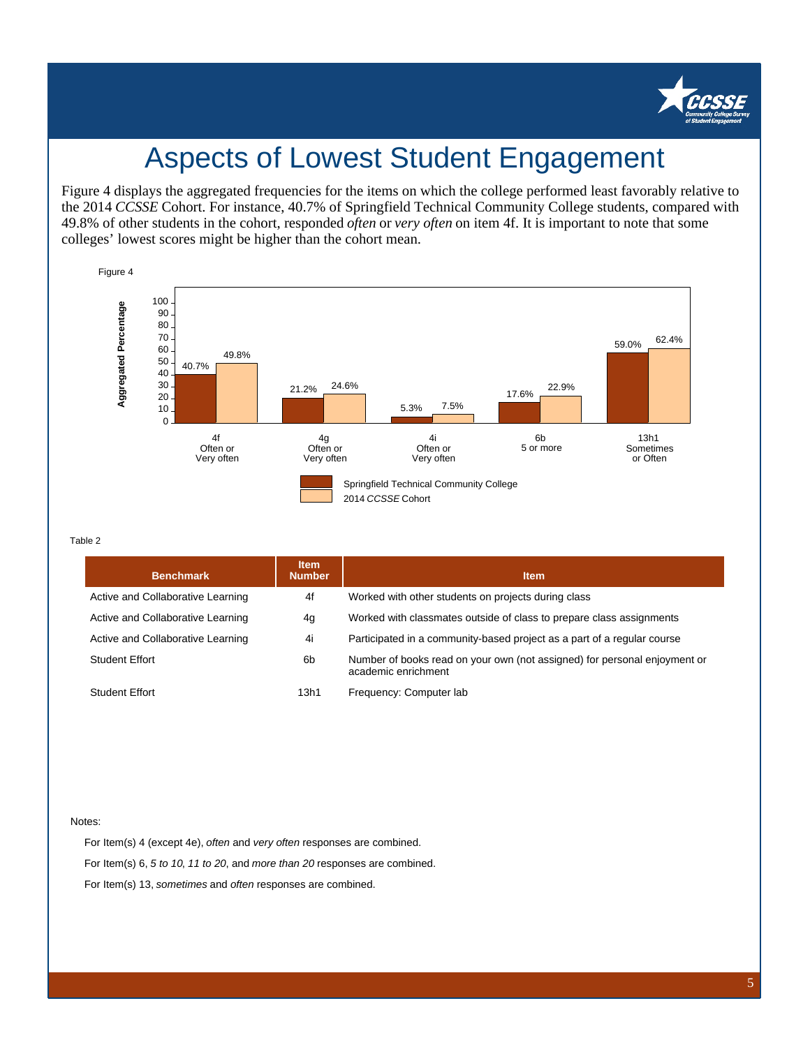# Aspects of Lowest Student Engagement

Figure 4 displays the aggregated frequencies for the items on which the college performed least favorably relative to the 2014 *CCSSE* Cohort. For instance, 40.7% of Springfield Technical Community College students, compared with 49.8% of other students in the cohort, responded *often* or *very often* on item 4f. It is important to note that some colleges' lowest scores might be higher than the cohort mean.

Figure 4

| Item | Springfield Technical Community College | 2014 *CCSSE* Cohort |
|---|---|---|
| 4f Often or Very often | 40.7% | 49.8% |
| 4g Often or Very often | 21.2% | 24.6% |
| 4i Often or Very often | 5.3% | 7.5% |
| 6b 5 or more | 17.6% | 22.9% |
| 13h1 Sometimes or Often | 59.0% | 62.4% |

Table 2

| Benchmark | Item Number | Item |
|---|---|---|
| Active and Collaborative Learning | 4f | Worked with other students on projects during class |
| Active and Collaborative Learning | 4g | Worked with classmates outside of class to prepare class assignments |
| Active and Collaborative Learning | 4i | Participated in a community-based project as a part of a regular course |
| Student Effort | 6b | Number of books read on your own (not assigned) for personal enjoyment or academic enrichment |
| Student Effort | 13h1 | Frequency: Computer lab |

Notes:

For Item(s) 4 (except 4e), *often* and *very often* responses are combined.

For Item(s) 6, *5 to 10*, *11 to 20*, and *more than 20* responses are combined.

For Item(s) 13, *sometimes* and *often* responses are combined.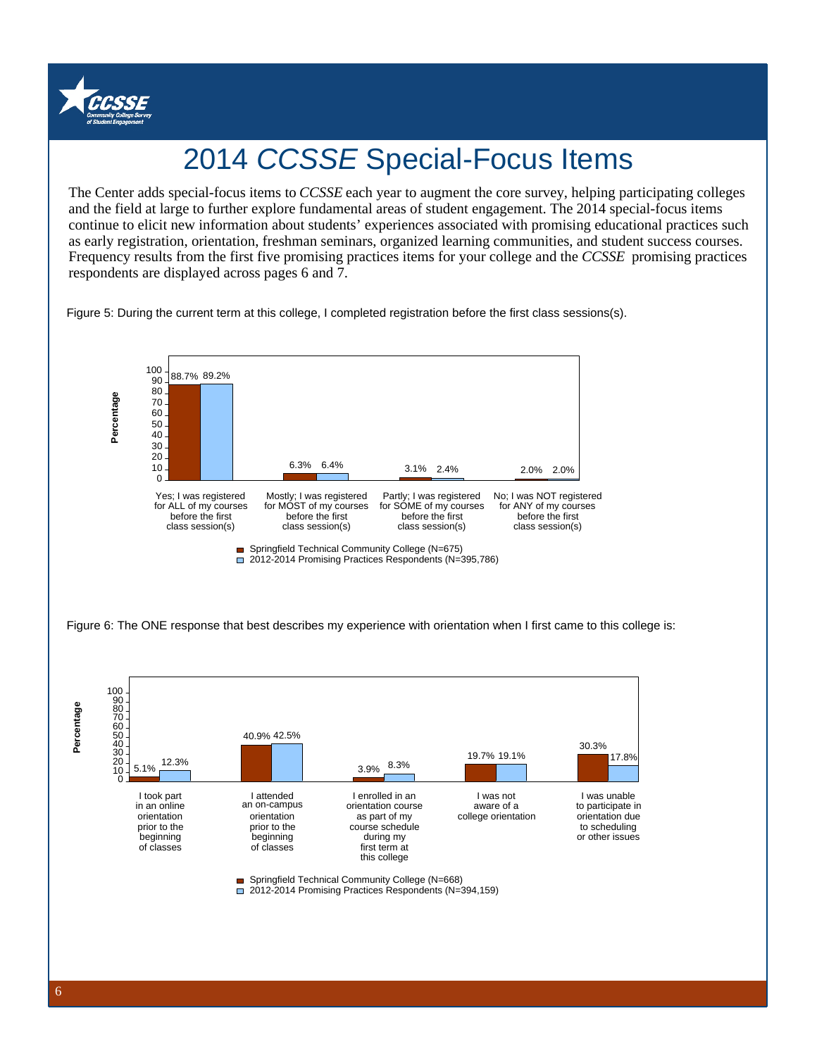# 2014 *CCSSE* Special-Focus Items

The Center adds special-focus items to *CCSSE* each year to augment the core survey, helping participating colleges and the field at large to further explore fundamental areas of student engagement. The 2014 special-focus items continue to elicit new information about students' experiences associated with promising educational practices such as early registration, orientation, freshman seminars, organized learning communities, and student success courses. Frequency results from the first five promising practices items for your college and the *CCSSE* promising practices respondents are displayed across pages 6 and 7.

Figure 5: During the current term at this college, I completed registration before the first class sessions(s).

| Response | Springfield Technical Community College (N=675) | 2012-2014 Promising Practices Respondents (N=395,786) |
|---|---|---|
| Yes; I was registered for ALL of my courses before the first class session(s) | 88.7% | 89.2% |
| Mostly; I was registered for MOST of my courses before the first class session(s) | 6.3% | 6.4% |
| Partly; I was registered for SOME of my courses before the first class session(s) | 3.1% | 2.4% |
| No; I was NOT registered for ANY of my courses before the first class session(s) | 2.0% | 2.0% |

Figure 6: The ONE response that best describes my experience with orientation when I first came to this college is:

| Response | Springfield Technical Community College (N=668) | 2012-2014 Promising Practices Respondents (N=394,159) |
|---|---|---|
| I took part in an online orientation prior to the beginning of classes | 5.1% | 12.3% |
| I attended an on-campus orientation prior to the beginning of classes | 40.9% | 42.5% |
| I enrolled in an orientation course as part of my course schedule during my first term at this college | 3.9% | 8.3% |
| I was not aware of a college orientation | 19.7% | 19.1% |
| I was unable to participate in orientation due to scheduling or other issues | 30.3% | 17.8% |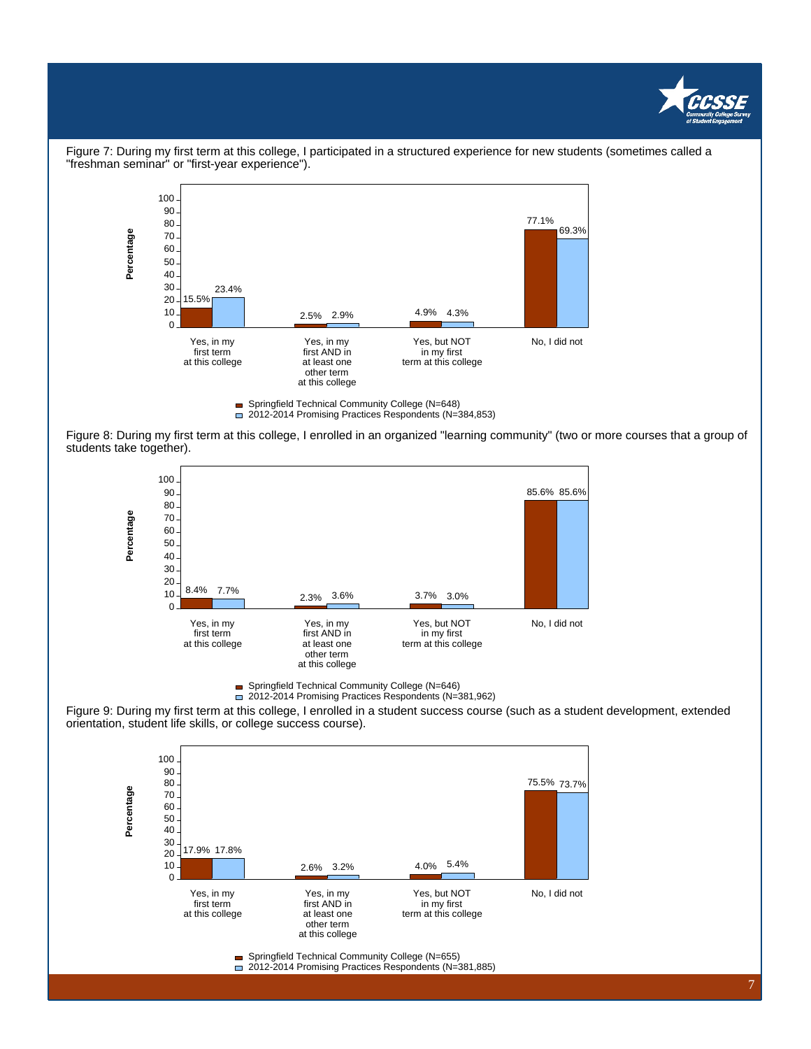Figure 7: During my first term at this college, I participated in a structured experience for new students (sometimes called a "freshman seminar" or "first-year experience").

| Response | Springfield Technical Community College (N=648) | 2012-2014 Promising Practices Respondents (N=384,853) |
| --- | --- | --- |
| Yes, in my first term at this college | 15.5% | 23.4% |
| Yes, in my first AND in at least one other term at this college | 2.5% | 2.9% |
| Yes, but NOT in my first term at this college | 4.9% | 4.3% |
| No, I did not | 77.1% | 69.3% |

Figure 8: During my first term at this college, I enrolled in an organized "learning community" (two or more courses that a group of students take together).

| Response | Springfield Technical Community College (N=646) | 2012-2014 Promising Practices Respondents (N=381,962) |
| --- | --- | --- |
| Yes, in my first term at this college | 8.4% | 7.7% |
| Yes, in my first AND in at least one other term at this college | 2.3% | 3.6% |
| Yes, but NOT in my first term at this college | 3.7% | 3.0% |
| No, I did not | 85.6% | 85.6% |

Figure 9: During my first term at this college, I enrolled in a student success course (such as a student development, extended orientation, student life skills, or college success course).

| Response | Springfield Technical Community College (N=655) | 2012-2014 Promising Practices Respondents (N=381,885) |
| --- | --- | --- |
| Yes, in my first term at this college | 17.9% | 17.8% |
| Yes, in my first AND in at least one other term at this college | 2.6% | 3.2% |
| Yes, but NOT in my first term at this college | 4.0% | 5.4% |
| No, I did not | 75.5% | 73.7% |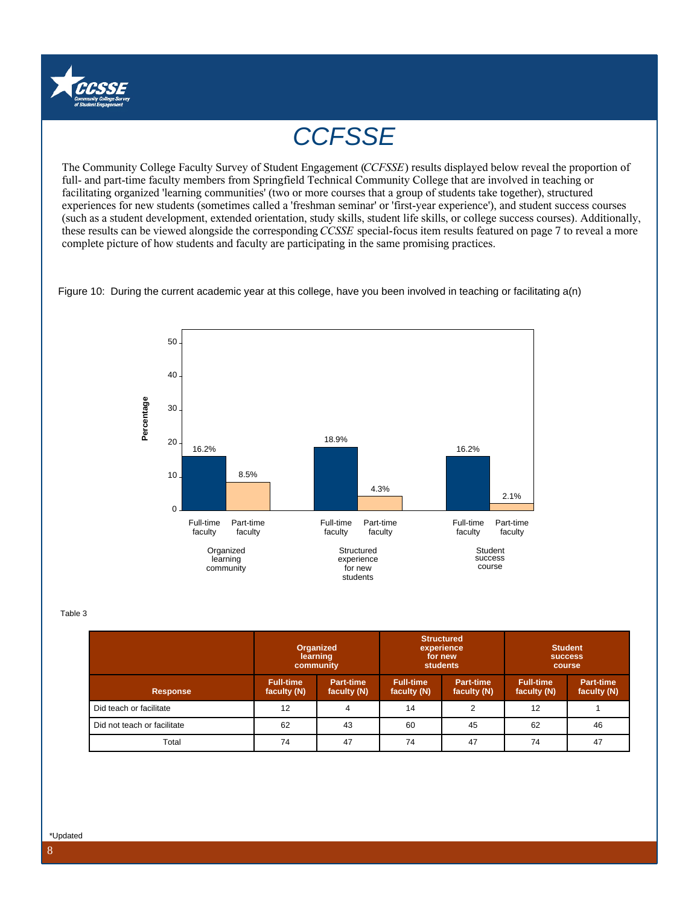# CCFSSE

The Community College Faculty Survey of Student Engagement (*CCFSSE*) results displayed below reveal the proportion of full- and part-time faculty members from Springfield Technical Community College that are involved in teaching or facilitating organized 'learning communities' (two or more courses that a group of students take together), structured experiences for new students (sometimes called a 'freshman seminar' or 'first-year experience'), and student success courses (such as a student development, extended orientation, study skills, student life skills, or college success courses). Additionally, these results can be viewed alongside the corresponding *CCSSE* special-focus item results featured on page 7 to reveal a more complete picture of how students and faculty are participating in the same promising practices.

Figure 10: During the current academic year at this college, have you been involved in teaching or facilitating a(n)

Percentage

50
40
30
20
10
0

16.2%
8.5%
18.9%
4.3%
16.2%
2.1%

Full-time faculty
Part-time faculty

Organized learning community

Structured experience for new students

Student success course

Table 3

| | Organized learning community | | Structured experience for new students | | Student success course | |
|---|---|---|---|---|---|---|
| **Response** | **Full-time faculty (N)** | **Part-time faculty (N)** | **Full-time faculty (N)** | **Part-time faculty (N)** | **Full-time faculty (N)** | **Part-time faculty (N)** |
| Did teach or facilitate | 12 | 4 | 14 | 2 | 12 | 1 |
| Did not teach or facilitate | 62 | 43 | 60 | 45 | 62 | 46 |
| Total | 74 | 47 | 74 | 47 | 74 | 47 |

*Updated